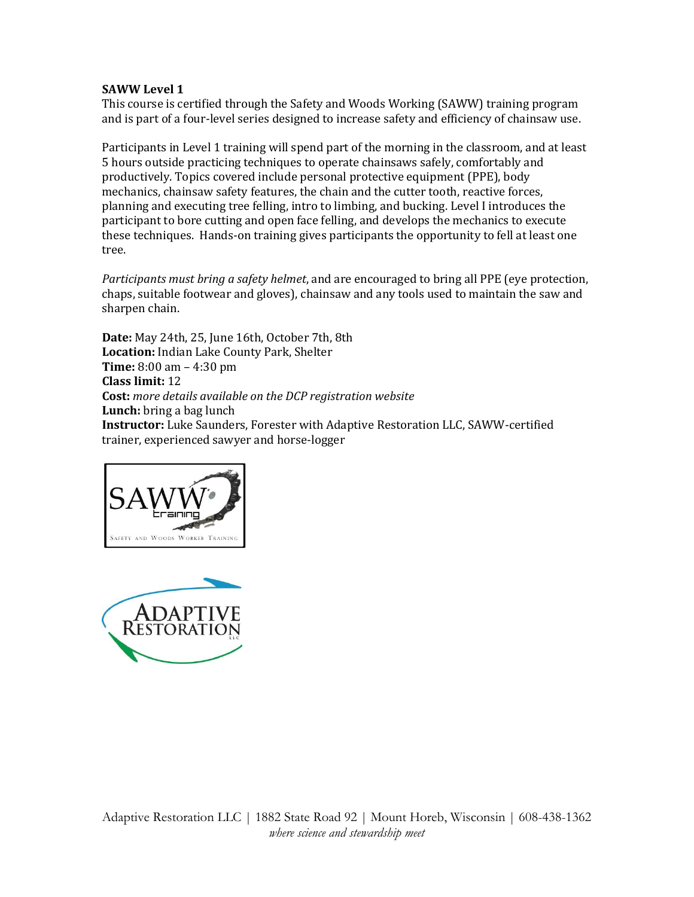**SAWW Level 1**

This course is certified through the Safety and Woods Working (SAWW) training program and is part of a four-level series designed to increase safety and efficiency of chainsaw use.

Participants in Level 1 training will spend part of the morning in the classroom, and at least 5 hours outside practicing techniques to operate chainsaws safely, comfortably and productively. Topics covered include personal protective equipment (PPE), body mechanics, chainsaw safety features, the chain and the cutter tooth, reactive forces, planning and executing tree felling, intro to limbing, and bucking. Level I introduces the participant to bore cutting and open face felling, and develops the mechanics to execute these techniques. Hands-on training gives participants the opportunity to fell at least one tree.

*Participants must bring a safety helmet*, and are encouraged to bring all PPE (eye protection, chaps, suitable footwear and gloves), chainsaw and any tools used to maintain the saw and sharpen chain.

**Date:** May 24th, 25, June 16th, October 7th, 8th
**Location:** Indian Lake County Park, Shelter
**Time:** 8:00 am – 4:30 pm
**Class limit:** 12
**Cost:** *more details available on the DCP registration website*
**Lunch:** bring a bag lunch
**Instructor:** Luke Saunders, Forester with Adaptive Restoration LLC, SAWW-certified trainer, experienced sawyer and horse-logger

SAWW training
SAFETY AND WOODS WORKER TRAINING

ADAPTIVE RESTORATION LLC

Adaptive Restoration LLC | 1882 State Road 92 | Mount Horeb, Wisconsin | 608-438-1362
*where science and stewardship meet*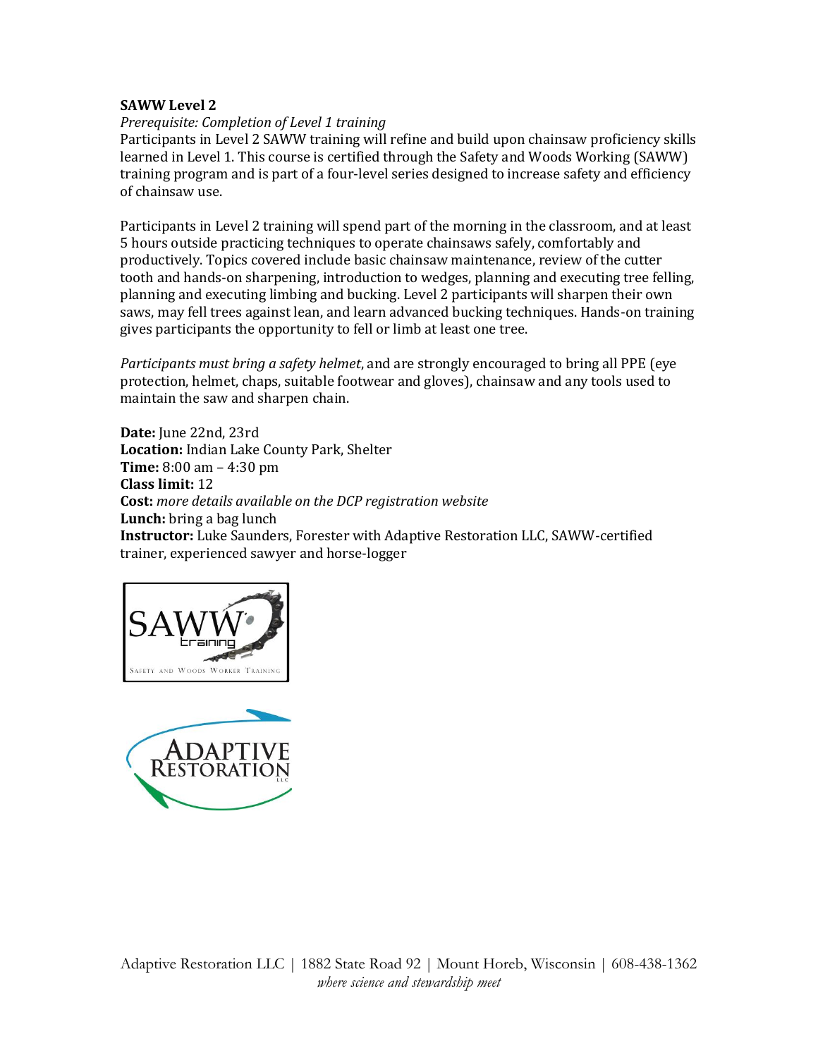**SAWW Level 2**

*Prerequisite: Completion of Level 1 training*

Participants in Level 2 SAWW training will refine and build upon chainsaw proficiency skills learned in Level 1. This course is certified through the Safety and Woods Working (SAWW) training program and is part of a four-level series designed to increase safety and efficiency of chainsaw use.

Participants in Level 2 training will spend part of the morning in the classroom, and at least 5 hours outside practicing techniques to operate chainsaws safely, comfortably and productively. Topics covered include basic chainsaw maintenance, review of the cutter tooth and hands-on sharpening, introduction to wedges, planning and executing tree felling, planning and executing limbing and bucking. Level 2 participants will sharpen their own saws, may fell trees against lean, and learn advanced bucking techniques. Hands-on training gives participants the opportunity to fell or limb at least one tree.

*Participants must bring a safety helmet*, and are strongly encouraged to bring all PPE (eye protection, helmet, chaps, suitable footwear and gloves), chainsaw and any tools used to maintain the saw and sharpen chain.

**Date:** June 22nd, 23rd
**Location:** Indian Lake County Park, Shelter
**Time:** 8:00 am – 4:30 pm
**Class limit:** 12
**Cost:** *more details available on the DCP registration website*
**Lunch:** bring a bag lunch
**Instructor:** Luke Saunders, Forester with Adaptive Restoration LLC, SAWW-certified trainer, experienced sawyer and horse-logger

SAWW training

SAFETY AND WOODS WORKER TRAINING

ADAPTIVE RESTORATION LLC

Adaptive Restoration LLC | 1882 State Road 92 | Mount Horeb, Wisconsin | 608-438-1362
*where science and stewardship meet*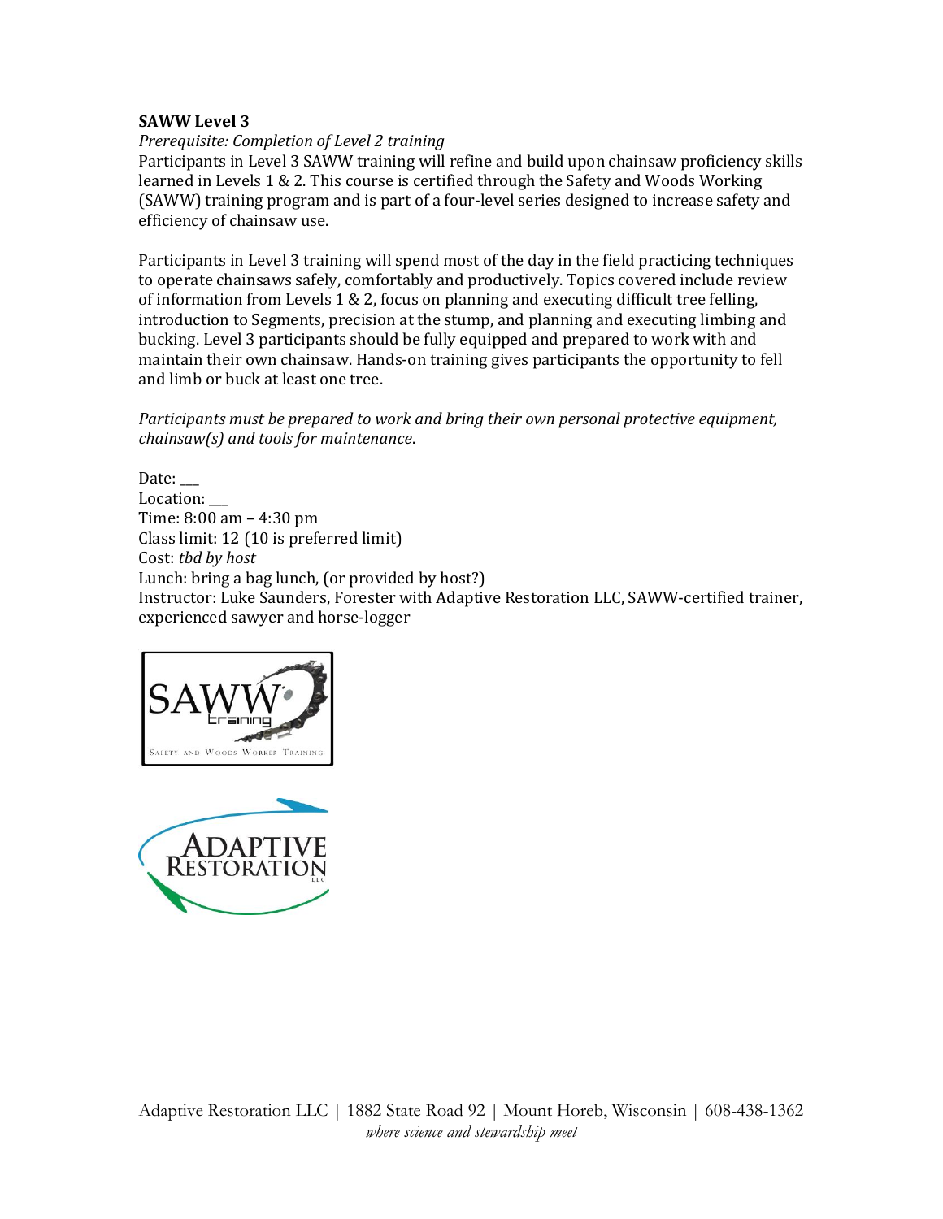**SAWW Level 3**

*Prerequisite: Completion of Level 2 training*

Participants in Level 3 SAWW training will refine and build upon chainsaw proficiency skills learned in Levels 1 & 2. This course is certified through the Safety and Woods Working (SAWW) training program and is part of a four-level series designed to increase safety and efficiency of chainsaw use.

Participants in Level 3 training will spend most of the day in the field practicing techniques to operate chainsaws safely, comfortably and productively. Topics covered include review of information from Levels 1 & 2, focus on planning and executing difficult tree felling, introduction to Segments, precision at the stump, and planning and executing limbing and bucking. Level 3 participants should be fully equipped and prepared to work with and maintain their own chainsaw. Hands-on training gives participants the opportunity to fell and limb or buck at least one tree.

*Participants must be prepared to work and bring their own personal protective equipment, chainsaw(s) and tools for maintenance.*

Date: ___
Location: ___
Time: 8:00 am – 4:30 pm
Class limit: 12 (10 is preferred limit)
Cost: *tbd by host*
Lunch: bring a bag lunch, (or provided by host?)
Instructor: Luke Saunders, Forester with Adaptive Restoration LLC, SAWW-certified trainer, experienced sawyer and horse-logger

SAWW training
SAFETY AND WOODS WORKER TRAINING

ADAPTIVE RESTORATION LLC

Adaptive Restoration LLC | 1882 State Road 92 | Mount Horeb, Wisconsin | 608-438-1362
*where science and stewardship meet*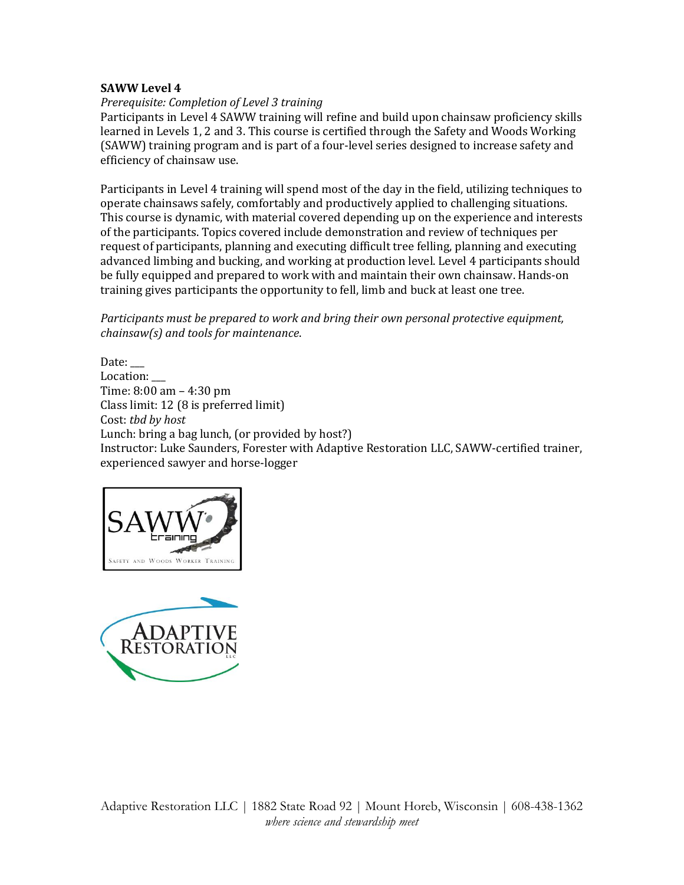**SAWW Level 4**

*Prerequisite: Completion of Level 3 training*

Participants in Level 4 SAWW training will refine and build upon chainsaw proficiency skills learned in Levels 1, 2 and 3. This course is certified through the Safety and Woods Working (SAWW) training program and is part of a four-level series designed to increase safety and efficiency of chainsaw use.

Participants in Level 4 training will spend most of the day in the field, utilizing techniques to operate chainsaws safely, comfortably and productively applied to challenging situations. This course is dynamic, with material covered depending up on the experience and interests of the participants. Topics covered include demonstration and review of techniques per request of participants, planning and executing difficult tree felling, planning and executing advanced limbing and bucking, and working at production level. Level 4 participants should be fully equipped and prepared to work with and maintain their own chainsaw. Hands-on training gives participants the opportunity to fell, limb and buck at least one tree.

*Participants must be prepared to work and bring their own personal protective equipment, chainsaw(s) and tools for maintenance.*

Date: ___  
Location: ___  
Time: 8:00 am – 4:30 pm  
Class limit: 12 (8 is preferred limit)  
Cost: *tbd by host*  
Lunch: bring a bag lunch, (or provided by host?)  
Instructor: Luke Saunders, Forester with Adaptive Restoration LLC, SAWW-certified trainer, experienced sawyer and horse-logger

Adaptive Restoration LLC | 1882 State Road 92 | Mount Horeb, Wisconsin | 608-438-1362  
*where science and stewardship meet*